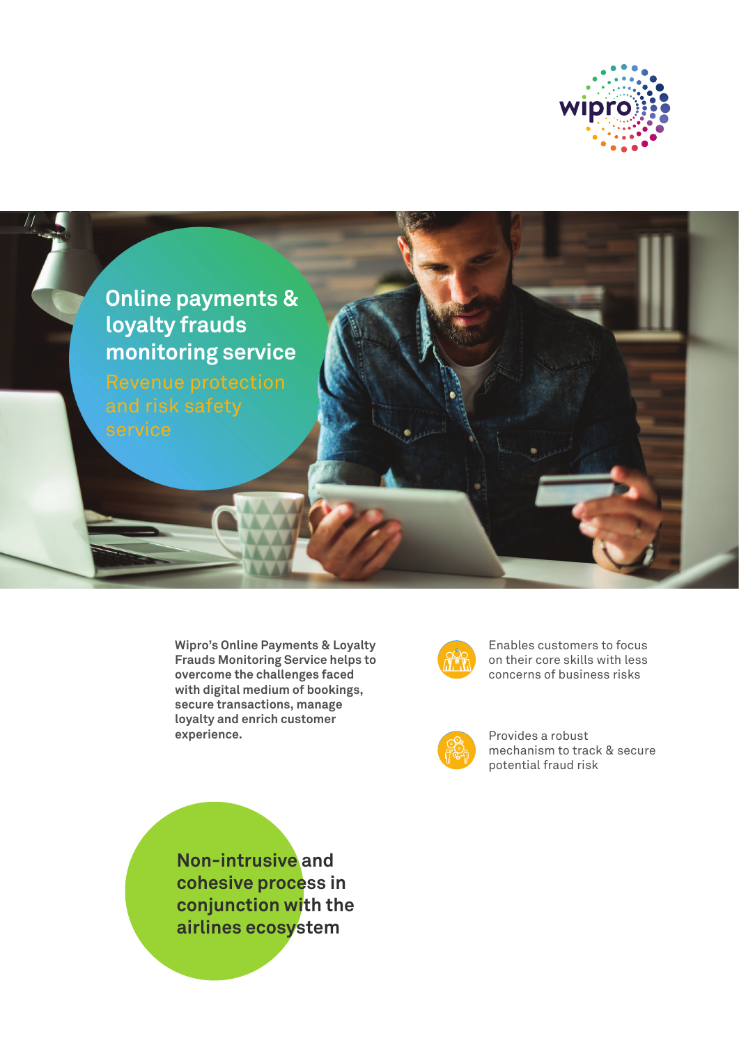# Online payments & loyalty frauds monitoring service

## Revenue protection and risk safety service

**Wipro's Online Payments & Loyalty Frauds Monitoring Service helps to overcome the challenges faced with digital medium of bookings, secure transactions, manage loyalty and enrich customer experience.**

- Enables customers to focus on their core skills with less concerns of business risks
- Provides a robust mechanism to track & secure potential fraud risk

**Non-intrusive and cohesive process in conjunction with the airlines ecosystem**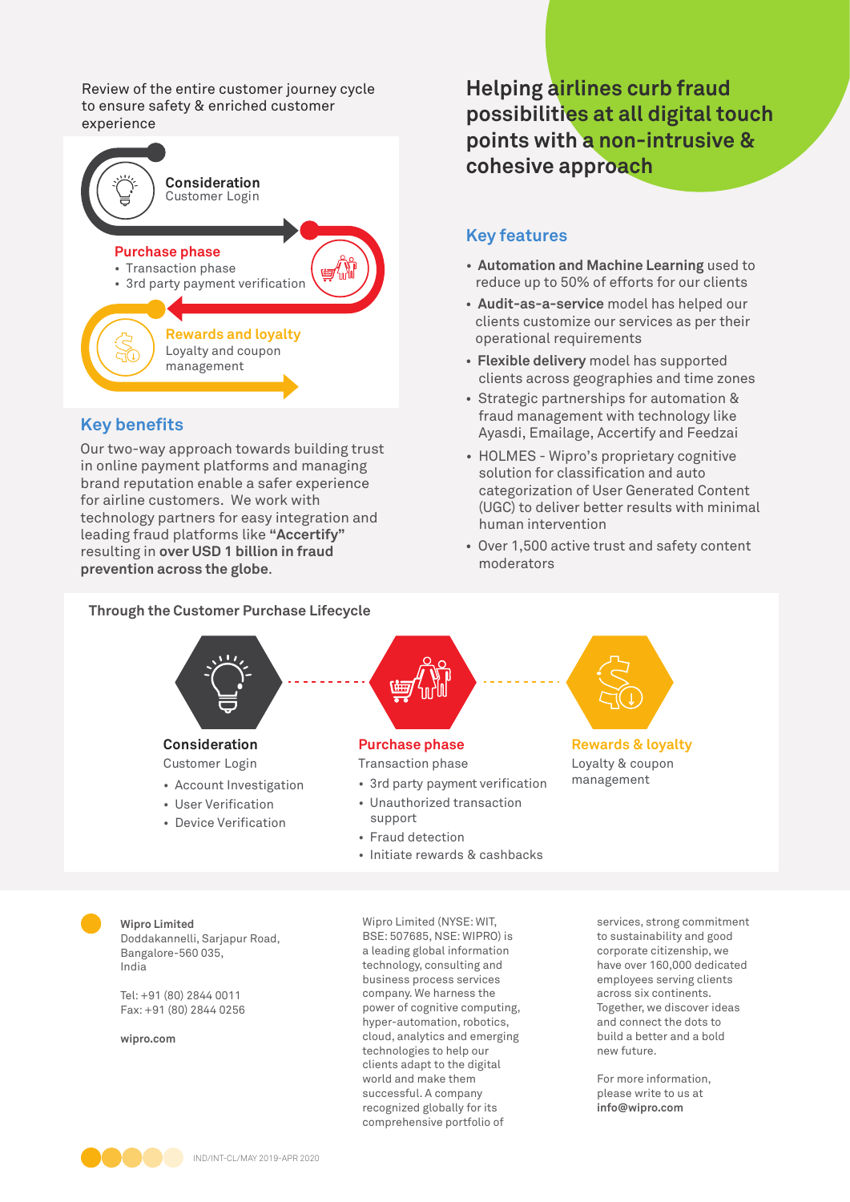Review of the entire customer journey cycle to ensure safety & enriched customer experience

**Consideration**
Customer Login

**Purchase phase**
- Transaction phase
- 3rd party payment verification

**Rewards and loyalty**
Loyalty and coupon management

## Key benefits

Our two-way approach towards building trust in online payment platforms and managing brand reputation enable a safer experience for airline customers. We work with technology partners for easy integration and leading fraud platforms like **"Accertify"** resulting in **over USD 1 billion in fraud prevention across the globe**.

# Helping airlines curb fraud possibilities at all digital touch points with a non-intrusive & cohesive approach

## Key features

- **Automation and Machine Learning** used to reduce up to 50% of efforts for our clients
- **Audit-as-a-service** model has helped our clients customize our services as per their operational requirements
- **Flexible delivery** model has supported clients across geographies and time zones
- Strategic partnerships for automation & fraud management with technology like Ayasdi, Emailage, Accertify and Feedzai
- HOLMES - Wipro's proprietary cognitive solution for classification and auto categorization of User Generated Content (UGC) to deliver better results with minimal human intervention
- Over 1,500 active trust and safety content moderators

### Through the Customer Purchase Lifecycle

**Consideration**
Customer Login
- Account Investigation
- User Verification
- Device Verification

**Purchase phase**
Transaction phase
- 3rd party payment verification
- Unauthorized transaction support
- Fraud detection
- Initiate rewards & cashbacks

**Rewards & loyalty**
Loyalty & coupon management

**Wipro Limited**
Doddakannelli, Sarjapur Road,
Bangalore-560 035,
India

Tel: +91 (80) 2844 0011
Fax: +91 (80) 2844 0256

**wipro.com**

Wipro Limited (NYSE: WIT, BSE: 507685, NSE: WIPRO) is a leading global information technology, consulting and business process services company. We harness the power of cognitive computing, hyper-automation, robotics, cloud, analytics and emerging technologies to help our clients adapt to the digital world and make them successful. A company recognized globally for its comprehensive portfolio of services, strong commitment to sustainability and good corporate citizenship, we have over 160,000 dedicated employees serving clients across six continents. Together, we discover ideas and connect the dots to build a better and a bold new future.

For more information, please write to us at **info@wipro.com**

IND/INT-CL/MAY 2019-APR 2020